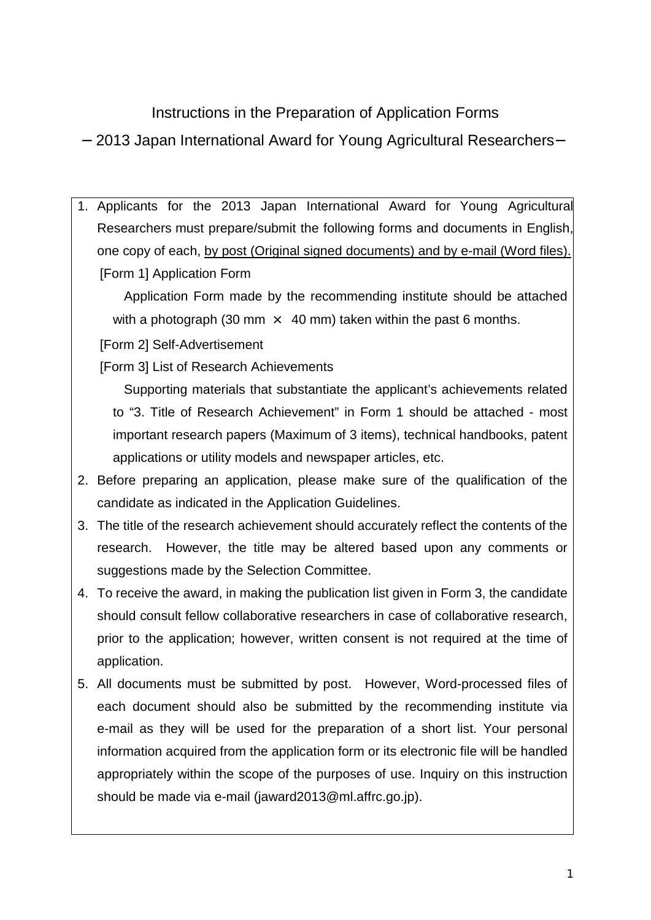# Instructions in the Preparation of Application Forms

## －2013 Japan International Award for Young Agricultural Researchers－

1. Applicants for the 2013 Japan International Award for Young Agricultural Researchers must prepare/submit the following forms and documents in English, one copy of each, <u>by post (Original signed documents) and by e-mail (Word files).</u>

   [Form 1] Application Form

   Application Form made by the recommending institute should be attached with a photograph (30 mm × 40 mm) taken within the past 6 months.

   [Form 2] Self-Advertisement

   [Form 3] List of Research Achievements

   Supporting materials that substantiate the applicant's achievements related to "3. Title of Research Achievement" in Form 1 should be attached - most important research papers (Maximum of 3 items), technical handbooks, patent applications or utility models and newspaper articles, etc.

2. Before preparing an application, please make sure of the qualification of the candidate as indicated in the Application Guidelines.
3. The title of the research achievement should accurately reflect the contents of the research. However, the title may be altered based upon any comments or suggestions made by the Selection Committee.
4. To receive the award, in making the publication list given in Form 3, the candidate should consult fellow collaborative researchers in case of collaborative research, prior to the application; however, written consent is not required at the time of application.
5. All documents must be submitted by post. However, Word-processed files of each document should also be submitted by the recommending institute via e-mail as they will be used for the preparation of a short list. Your personal information acquired from the application form or its electronic file will be handled appropriately within the scope of the purposes of use. Inquiry on this instruction should be made via e-mail (jaward2013@ml.affrc.go.jp).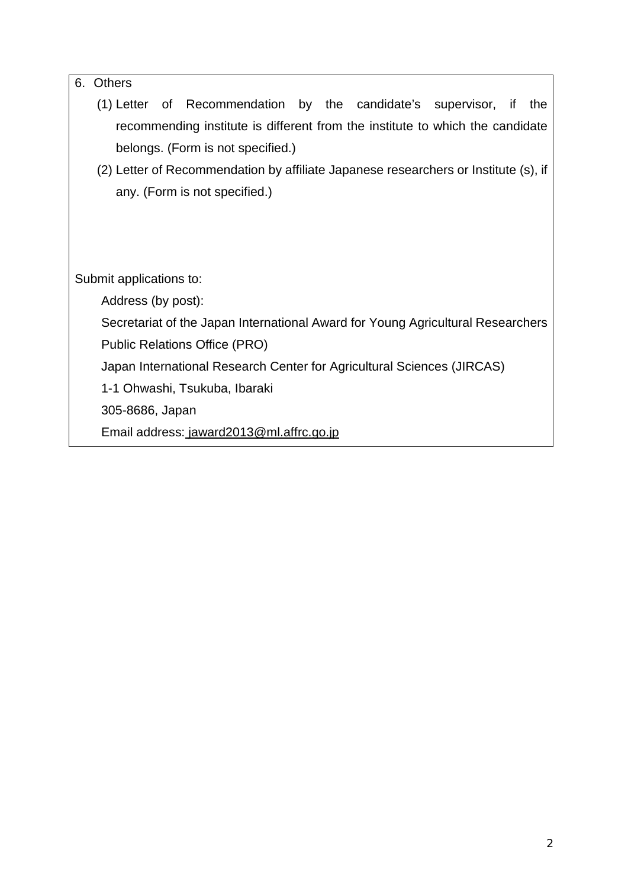6. Others

   (1) Letter of Recommendation by the candidate's supervisor, if the recommending institute is different from the institute to which the candidate belongs. (Form is not specified.)

   (2) Letter of Recommendation by affiliate Japanese researchers or Institute (s), if any. (Form is not specified.)

Submit applications to:

Address (by post):

Secretariat of the Japan International Award for Young Agricultural Researchers

Public Relations Office (PRO)

Japan International Research Center for Agricultural Sciences (JIRCAS)

1-1 Ohwashi, Tsukuba, Ibaraki

305-8686, Japan

Email address: jaward2013@ml.affrc.go.jp